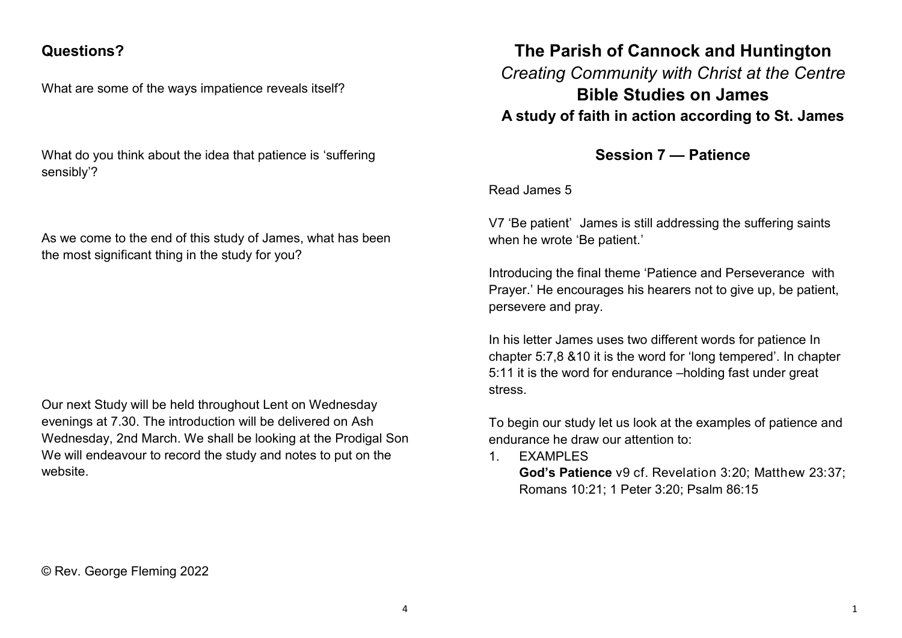# The Parish of Cannock and Huntington

*Creating Community with Christ at the Centre*

## Bible Studies on James

### A study of faith in action according to St. James

### Session 7 — Patience

Read James 5

V7 'Be patient' James is still addressing the suffering saints when he wrote 'Be patient.'

Introducing the final theme 'Patience and Perseverance with Prayer.' He encourages his hearers not to give up, be patient, persevere and pray.

In his letter James uses two different words for patience In chapter 5:7,8 &10 it is the word for 'long tempered'. In chapter 5:11 it is the word for endurance –holding fast under great stress.

To begin our study let us look at the examples of patience and endurance he draw our attention to:

1. EXAMPLES

   **God's Patience** v9 cf. Revelation 3:20; Matthew 23:37; Romans 10:21; 1 Peter 3:20; Psalm 86:15

### Questions?

What are some of the ways impatience reveals itself?

What do you think about the idea that patience is 'suffering sensibly'?

As we come to the end of this study of James, what has been the most significant thing in the study for you?

Our next Study will be held throughout Lent on Wednesday evenings at 7.30. The introduction will be delivered on Ash Wednesday, 2nd March. We shall be looking at the Prodigal Son We will endeavour to record the study and notes to put on the website.

© Rev. George Fleming 2022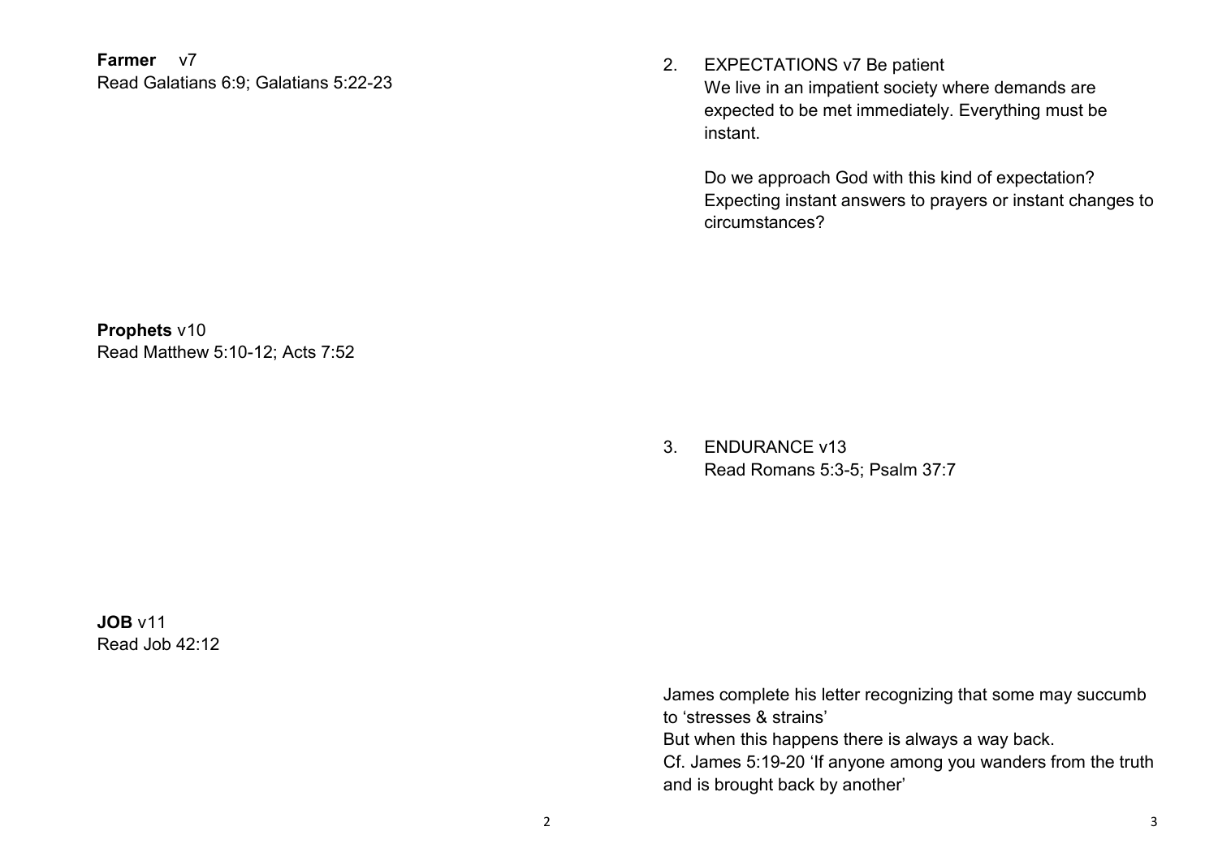**Farmer** v7
Read Galatians 6:9; Galatians 5:22-23

**Prophets** v10
Read Matthew 5:10-12; Acts 7:52

**JOB** v11
Read Job 42:12

2. EXPECTATIONS v7 Be patient
   We live in an impatient society where demands are expected to be met immediately. Everything must be instant.

   Do we approach God with this kind of expectation? Expecting instant answers to prayers or instant changes to circumstances?

3. ENDURANCE v13
   Read Romans 5:3-5; Psalm 37:7

James complete his letter recognizing that some may succumb to 'stresses & strains'
But when this happens there is always a way back.
Cf. James 5:19-20 'If anyone among you wanders from the truth and is brought back by another'